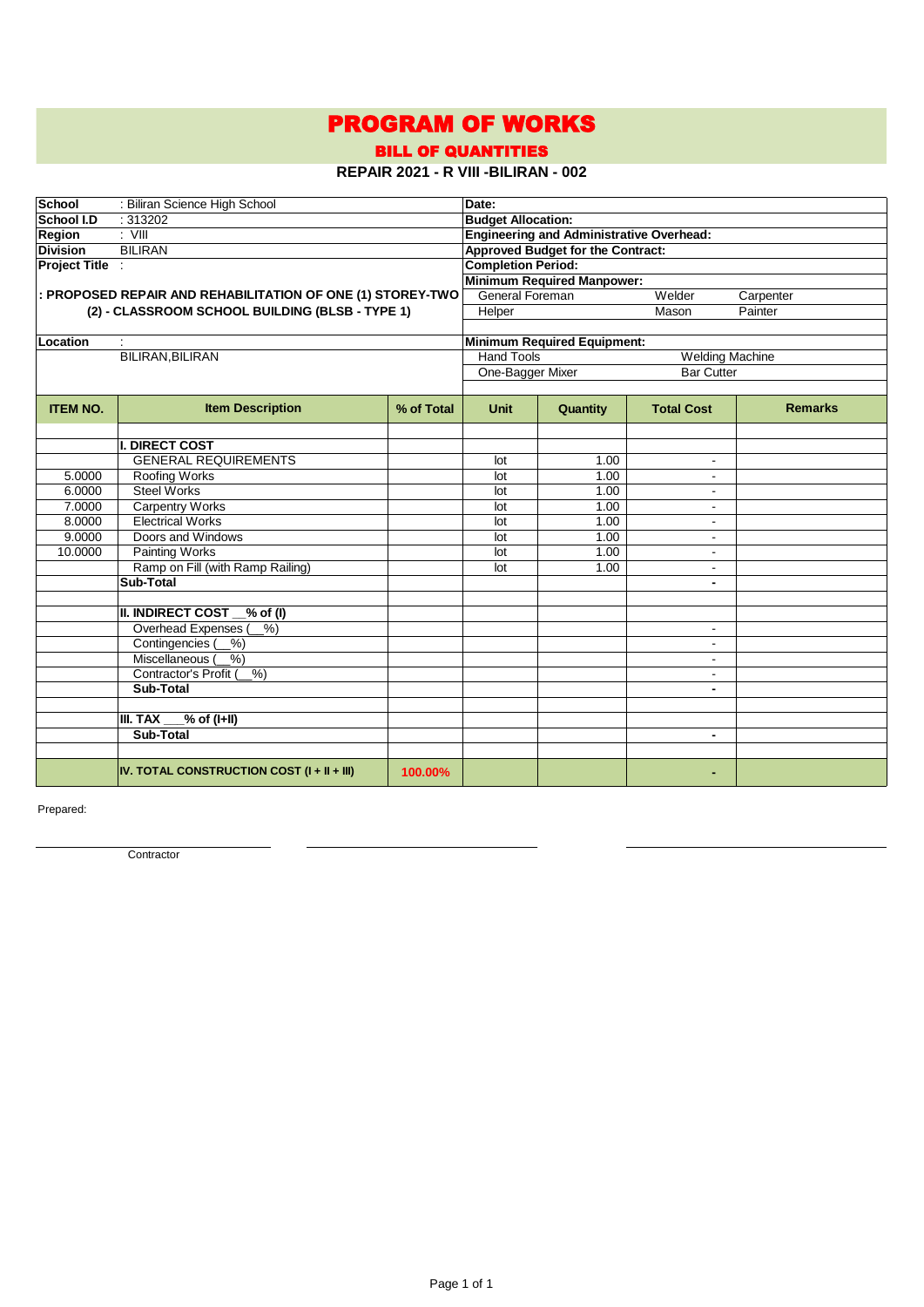# PROGRAM OF WORKS

## BILL OF QUANTITIES

### REPAIR 2021 - R VIII -BILIRAN - 002

| | | | |
|---|---|---|---|
| **School** | : Biliran Science High School | **Date:** | |
| **School I.D** | : 313202 | **Budget Allocation:** | |
| **Region** | : VIII | **Engineering and Administrative Overhead:** | |
| **Division** | BILIRAN | **Approved Budget for the Contract:** | |
| **Project Title** | : | **Completion Period:** | |

**: PROPOSED REPAIR AND REHABILITATION OF ONE (1) STOREY-TWO (2) - CLASSROOM SCHOOL BUILDING (BLSB - TYPE 1)**

**Minimum Required Manpower:**

| | | |
|---|---|---|
| General Foreman | Welder | Carpenter |
| Helper | Mason | Painter |

**Location** :
BILIRAN,BILIRAN

**Minimum Required Equipment:**

| | |
|---|---|
| Hand Tools | Welding Machine |
| One-Bagger Mixer | Bar Cutter |

| ITEM NO. | Item Description | % of Total | Unit | Quantity | Total Cost | Remarks |
|---|---|---|---|---|---|---|
| | | | | | | |
| | **I. DIRECT COST** | | | | | |
| | GENERAL REQUIREMENTS | | lot | 1.00 | - | |
| 5.0000 | Roofing Works | | lot | 1.00 | - | |
| 6.0000 | Steel Works | | lot | 1.00 | - | |
| 7.0000 | Carpentry Works | | lot | 1.00 | - | |
| 8.0000 | Electrical Works | | lot | 1.00 | - | |
| 9.0000 | Doors and Windows | | lot | 1.00 | - | |
| 10.0000 | Painting Works | | lot | 1.00 | - | |
| | Ramp on Fill (with Ramp Railing) | | lot | 1.00 | - | |
| | **Sub-Total** | | | | **-** | |
| | | | | | | |
| | **II. INDIRECT COST __% of (I)** | | | | | |
| | Overhead Expenses (__%) | | | | - | |
| | Contingencies (__%) | | | | - | |
| | Miscellaneous (__%) | | | | - | |
| | Contractor's Profit (__%) | | | | - | |
| | **Sub-Total** | | | | **-** | |
| | | | | | | |
| | **III. TAX ___% of (I+II)** | | | | | |
| | **Sub-Total** | | | | **-** | |
| | | | | | | |
| | **IV. TOTAL CONSTRUCTION COST (I + II + III)** | **100.00%** | | | **-** | |

Prepared:

\_\_\_\_\_\_\_\_\_\_\_\_\_\_\_\_\_\_\_\_\_\_\_\_
Contractor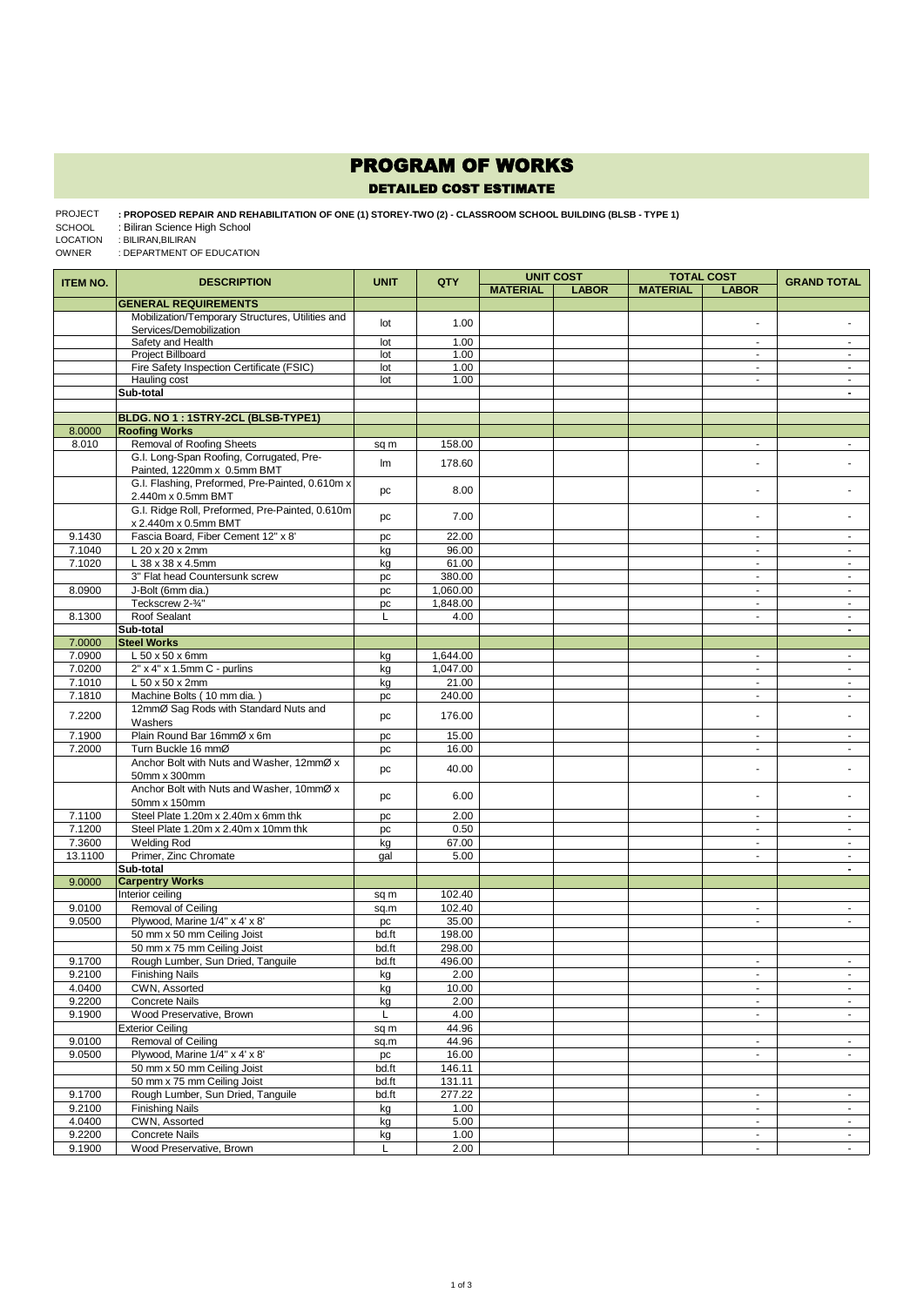# PROGRAM OF WORKS

## DETAILED COST ESTIMATE

PROJECT : PROPOSED REPAIR AND REHABILITATION OF ONE (1) STOREY-TWO (2) - CLASSROOM SCHOOL BUILDING (BLSB - TYPE 1)
SCHOOL : Biliran Science High School
LOCATION : BILIRAN,BILIRAN
OWNER : DEPARTMENT OF EDUCATION

| ITEM NO. | DESCRIPTION | UNIT | QTY | UNIT COST | | TOTAL COST | | GRAND TOTAL |
|---|---|---|---|---|---|---|---|---|
| | | | | MATERIAL | LABOR | MATERIAL | LABOR | |
| | **GENERAL REQUIREMENTS** | | | | | | | |
| | Mobilization/Temporary Structures, Utilities and Services/Demobilization | lot | 1.00 | | | | - | - |
| | Safety and Health | lot | 1.00 | | | | - | - |
| | Project Billboard | lot | 1.00 | | | | - | - |
| | Fire Safety Inspection Certificate (FSIC) | lot | 1.00 | | | | - | - |
| | Hauling cost | lot | 1.00 | | | | - | - |
| | **Sub-total** | | | | | | | - |
| | | | | | | | | |
| | **BLDG. NO 1 : 1STRY-2CL (BLSB-TYPE1)** | | | | | | | |
| 8.0000 | **Roofing Works** | | | | | | | |
| 8.010 | Removal of Roofing Sheets | sq m | 158.00 | | | | - | - |
| | G.I. Long-Span Roofing, Corrugated, Pre-Painted, 1220mm x 0.5mm BMT | lm | 178.60 | | | | - | - |
| | G.I. Flashing, Preformed, Pre-Painted, 0.610m x 2.440m x 0.5mm BMT | pc | 8.00 | | | | - | - |
| | G.I. Ridge Roll, Preformed, Pre-Painted, 0.610m x 2.440m x 0.5mm BMT | pc | 7.00 | | | | - | - |
| 9.1430 | Fascia Board, Fiber Cement 12" x 8' | pc | 22.00 | | | | - | - |
| 7.1040 | L 20 x 20 x 2mm | kg | 96.00 | | | | - | - |
| 7.1020 | L 38 x 38 x 4.5mm | kg | 61.00 | | | | - | - |
| | 3" Flat head Countersunk screw | pc | 380.00 | | | | - | - |
| 8.0900 | J-Bolt (6mm dia.) | pc | 1,060.00 | | | | - | - |
| | Teckscrew 2-¾" | pc | 1,848.00 | | | | - | - |
| 8.1300 | Roof Sealant | L | 4.00 | | | | - | - |
| | **Sub-total** | | | | | | | - |
| 7.0000 | **Steel Works** | | | | | | | |
| 7.0900 | L 50 x 50 x 6mm | kg | 1,644.00 | | | | - | - |
| 7.0200 | 2" x 4" x 1.5mm C - purlins | kg | 1,047.00 | | | | - | - |
| 7.1010 | L 50 x 50 x 2mm | kg | 21.00 | | | | - | - |
| 7.1810 | Machine Bolts ( 10 mm dia. ) | pc | 240.00 | | | | - | - |
| 7.2200 | 12mmØ Sag Rods with Standard Nuts and Washers | pc | 176.00 | | | | - | - |
| 7.1900 | Plain Round Bar 16mmØ x 6m | pc | 15.00 | | | | - | - |
| 7.2000 | Turn Buckle 16 mmØ | pc | 16.00 | | | | - | - |
| | Anchor Bolt with Nuts and Washer, 12mmØ x 50mm x 300mm | pc | 40.00 | | | | - | - |
| | Anchor Bolt with Nuts and Washer, 10mmØ x 50mm x 150mm | pc | 6.00 | | | | - | - |
| 7.1100 | Steel Plate 1.20m x 2.40m x 6mm thk | pc | 2.00 | | | | - | - |
| 7.1200 | Steel Plate 1.20m x 2.40m x 10mm thk | pc | 0.50 | | | | - | - |
| 7.3600 | Welding Rod | kg | 67.00 | | | | - | - |
| 13.1100 | Primer, Zinc Chromate | gal | 5.00 | | | | - | - |
| | **Sub-total** | | | | | | | - |
| 9.0000 | **Carpentry Works** | | | | | | | |
| | Interior ceiling | sq m | 102.40 | | | | | |
| 9.0100 | Removal of Ceiling | sq.m | 102.40 | | | | - | - |
| 9.0500 | Plywood, Marine 1/4" x 4' x 8' | pc | 35.00 | | | | - | - |
| | 50 mm x 50 mm Ceiling Joist | bd.ft | 198.00 | | | | | |
| | 50 mm x 75 mm Ceiling Joist | bd.ft | 298.00 | | | | | |
| 9.1700 | Rough Lumber, Sun Dried, Tanguile | bd.ft | 496.00 | | | | - | - |
| 9.2100 | Finishing Nails | kg | 2.00 | | | | - | - |
| 4.0400 | CWN, Assorted | kg | 10.00 | | | | - | - |
| 9.2200 | Concrete Nails | kg | 2.00 | | | | - | - |
| 9.1900 | Wood Preservative, Brown | L | 4.00 | | | | - | - |
| | Exterior Ceiling | sq m | 44.96 | | | | | |
| 9.0100 | Removal of Ceiling | sq.m | 44.96 | | | | - | - |
| 9.0500 | Plywood, Marine 1/4" x 4' x 8' | pc | 16.00 | | | | - | - |
| | 50 mm x 50 mm Ceiling Joist | bd.ft | 146.11 | | | | | |
| | 50 mm x 75 mm Ceiling Joist | bd.ft | 131.11 | | | | | |
| 9.1700 | Rough Lumber, Sun Dried, Tanguile | bd.ft | 277.22 | | | | - | - |
| 9.2100 | Finishing Nails | kg | 1.00 | | | | - | - |
| 4.0400 | CWN, Assorted | kg | 5.00 | | | | - | - |
| 9.2200 | Concrete Nails | kg | 1.00 | | | | - | - |
| 9.1900 | Wood Preservative, Brown | L | 2.00 | | | | - | - |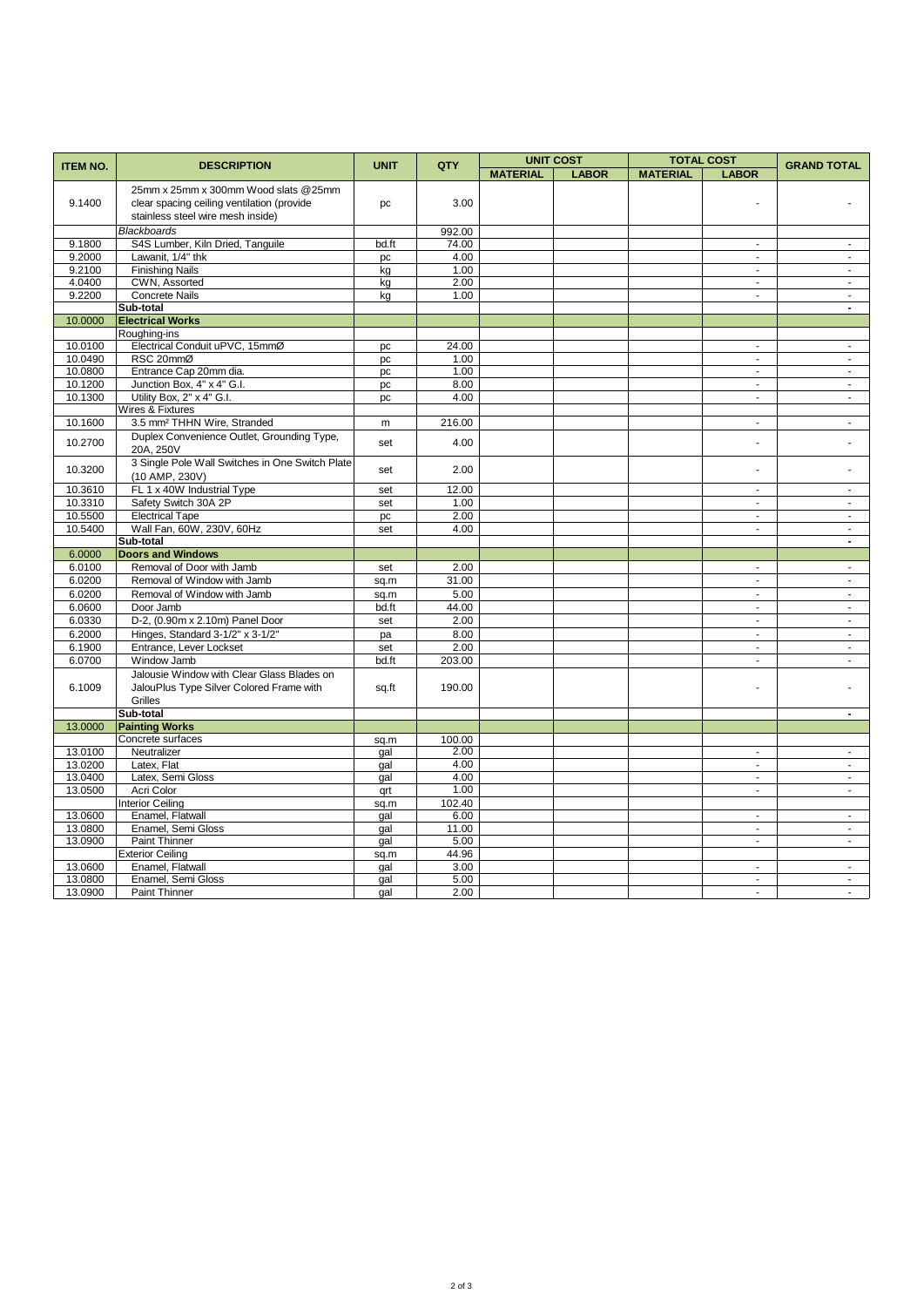| ITEM NO. | DESCRIPTION | UNIT | QTY | UNIT COST | | TOTAL COST | | GRAND TOTAL |
|---|---|---|---|---|---|---|---|---|
| | | | | MATERIAL | LABOR | MATERIAL | LABOR | |
| 9.1400 | 25mm x 25mm x 300mm Wood slats @25mm clear spacing ceiling ventilation (provide stainless steel wire mesh inside) | pc | 3.00 | | | | - | - |
| | *Blackboards* | | 992.00 | | | | | |
| 9.1800 | S4S Lumber, Kiln Dried, Tanguile | bd.ft | 74.00 | | | | - | - |
| 9.2000 | Lawanit, 1/4" thk | pc | 4.00 | | | | - | - |
| 9.2100 | Finishing Nails | kg | 1.00 | | | | - | - |
| 4.0400 | CWN, Assorted | kg | 2.00 | | | | - | - |
| 9.2200 | Concrete Nails | kg | 1.00 | | | | - | - |
| | **Sub-total** | | | | | | | - |
| 10.0000 | **Electrical Works** | | | | | | | |
| | Roughing-ins | | | | | | | |
| 10.0100 | Electrical Conduit uPVC, 15mmØ | pc | 24.00 | | | | - | - |
| 10.0490 | RSC 20mmØ | pc | 1.00 | | | | - | - |
| 10.0800 | Entrance Cap 20mm dia. | pc | 1.00 | | | | - | - |
| 10.1200 | Junction Box, 4" x 4" G.I. | pc | 8.00 | | | | - | - |
| 10.1300 | Utility Box, 2" x 4" G.I. | pc | 4.00 | | | | - | - |
| | Wires & Fixtures | | | | | | | |
| 10.1600 | 3.5 mm² THHN Wire, Stranded | m | 216.00 | | | | - | - |
| 10.2700 | Duplex Convenience Outlet, Grounding Type, 20A, 250V | set | 4.00 | | | | - | - |
| 10.3200 | 3 Single Pole Wall Switches in One Switch Plate (10 AMP, 230V) | set | 2.00 | | | | - | - |
| 10.3610 | FL 1 x 40W Industrial Type | set | 12.00 | | | | - | - |
| 10.3310 | Safety Switch 30A 2P | set | 1.00 | | | | - | - |
| 10.5500 | Electrical Tape | pc | 2.00 | | | | - | - |
| 10.5400 | Wall Fan, 60W, 230V, 60Hz | set | 4.00 | | | | - | - |
| | **Sub-total** | | | | | | | - |
| 6.0000 | **Doors and Windows** | | | | | | | |
| 6.0100 | Removal of Door with Jamb | set | 2.00 | | | | - | - |
| 6.0200 | Removal of Window with Jamb | sq.m | 31.00 | | | | - | - |
| 6.0200 | Removal of Window with Jamb | sq.m | 5.00 | | | | - | - |
| 6.0600 | Door Jamb | bd.ft | 44.00 | | | | - | - |
| 6.0330 | D-2, (0.90m x 2.10m) Panel Door | set | 2.00 | | | | - | - |
| 6.2000 | Hinges, Standard 3-1/2" x 3-1/2" | pa | 8.00 | | | | - | - |
| 6.1900 | Entrance, Lever Lockset | set | 2.00 | | | | - | - |
| 6.0700 | Window Jamb | bd.ft | 203.00 | | | | - | - |
| 6.1009 | Jalousie Window with Clear Glass Blades on JalouPlus Type Silver Colored Frame with Grilles | sq.ft | 190.00 | | | | - | - |
| | **Sub-total** | | | | | | | - |
| 13.0000 | **Painting Works** | | | | | | | |
| | Concrete surfaces | sq.m | 100.00 | | | | | |
| 13.0100 | Neutralizer | gal | 2.00 | | | | - | - |
| 13.0200 | Latex, Flat | gal | 4.00 | | | | - | - |
| 13.0400 | Latex, Semi Gloss | gal | 4.00 | | | | - | - |
| 13.0500 | Acri Color | qrt | 1.00 | | | | - | - |
| | Interior Ceiling | sq.m | 102.40 | | | | | |
| 13.0600 | Enamel, Flatwall | gal | 6.00 | | | | - | - |
| 13.0800 | Enamel, Semi Gloss | gal | 11.00 | | | | - | - |
| 13.0900 | Paint Thinner | gal | 5.00 | | | | - | - |
| | Exterior Ceiling | sq.m | 44.96 | | | | | |
| 13.0600 | Enamel, Flatwall | gal | 3.00 | | | | - | - |
| 13.0800 | Enamel, Semi Gloss | gal | 5.00 | | | | - | - |
| 13.0900 | Paint Thinner | gal | 2.00 | | | | - | - |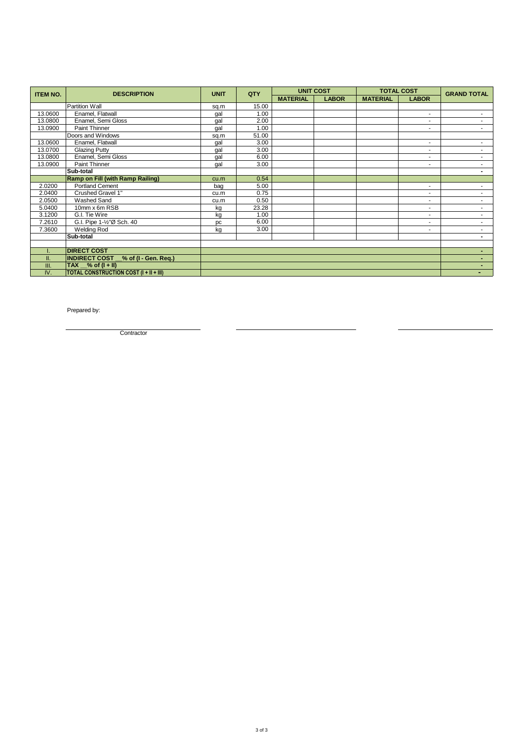| ITEM NO. | DESCRIPTION | UNIT | QTY | UNIT COST | | TOTAL COST | | GRAND TOTAL |
|---|---|---|---|---|---|---|---|---|
| | | | | MATERIAL | LABOR | MATERIAL | LABOR | |
| | Partition Wall | sq.m | 15.00 | | | | | |
| 13.0600 | Enamel, Flatwall | gal | 1.00 | | | | - | - |
| 13.0800 | Enamel, Semi Gloss | gal | 2.00 | | | | - | - |
| 13.0900 | Paint Thinner | gal | 1.00 | | | | - | - |
| | Doors and Windows | sq.m | 51.00 | | | | | |
| 13.0600 | Enamel, Flatwall | gal | 3.00 | | | | - | - |
| 13.0700 | Glazing Putty | gal | 3.00 | | | | - | - |
| 13.0800 | Enamel, Semi Gloss | gal | 6.00 | | | | - | - |
| 13.0900 | Paint Thinner | gal | 3.00 | | | | - | - |
| | **Sub-total** | | | | | | | - |
| | **Ramp on Fill (with Ramp Railing)** | cu.m | 0.54 | | | | | |
| 2.0200 | Portland Cement | bag | 5.00 | | | | - | - |
| 2.0400 | Crushed Gravel 1" | cu.m | 0.75 | | | | - | - |
| 2.0500 | Washed Sand | cu.m | 0.50 | | | | - | - |
| 5.0400 | 10mm x 6m RSB | kg | 23.28 | | | | - | - |
| 3.1200 | G.I. Tie Wire | kg | 1.00 | | | | - | - |
| 7.2610 | G.I. Pipe 1-½"Ø Sch. 40 | pc | 6.00 | | | | - | - |
| 7.3600 | Welding Rod | kg | 3.00 | | | | - | - |
| | **Sub-total** | | | | | | | - |
| | | | | | | | | |
| I. | **DIRECT COST** | | | | | | | - |
| II. | **INDIRECT COST __% of (I - Gen. Req.)** | | | | | | | - |
| III. | **TAX __% of (I + II)** | | | | | | | - |
| IV. | **TOTAL CONSTRUCTION COST (I + II + III)** | | | | | | | - |

Prepared by:

Contractor